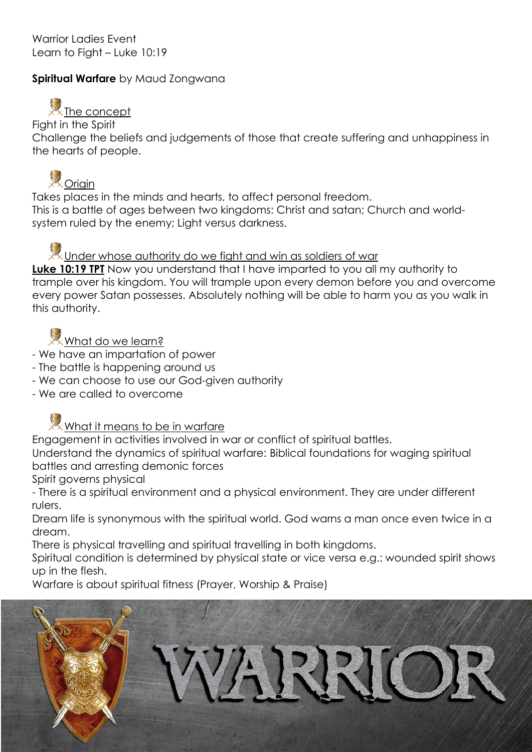Warrior Ladies Event
Learn to Fight – Luke 10:19

**Spiritual Warfare** by Maud Zongwana

## The concept

Fight in the Spirit
Challenge the beliefs and judgements of those that create suffering and unhappiness in the hearts of people.

## Origin

Takes places in the minds and hearts, to affect personal freedom.
This is a battle of ages between two kingdoms: Christ and satan; Church and world-system ruled by the enemy; Light versus darkness.

## Under whose authority do we fight and win as soldiers of war

**Luke 10:19 TPT** Now you understand that I have imparted to you all my authority to trample over his kingdom. You will trample upon every demon before you and overcome every power Satan possesses. Absolutely nothing will be able to harm you as you walk in this authority.

## What do we learn?

- We have an impartation of power
- The battle is happening around us
- We can choose to use our God-given authority
- We are called to overcome

## What it means to be in warfare

Engagement in activities involved in war or conflict of spiritual battles.
Understand the dynamics of spiritual warfare: Biblical foundations for waging spiritual battles and arresting demonic forces
Spirit governs physical
- There is a spiritual environment and a physical environment. They are under different rulers.

Dream life is synonymous with the spiritual world. God warns a man once even twice in a dream.
There is physical travelling and spiritual travelling in both kingdoms.
Spiritual condition is determined by physical state or vice versa e.g.: wounded spirit shows up in the flesh.
Warfare is about spiritual fitness (Prayer, Worship & Praise)

WARRIOR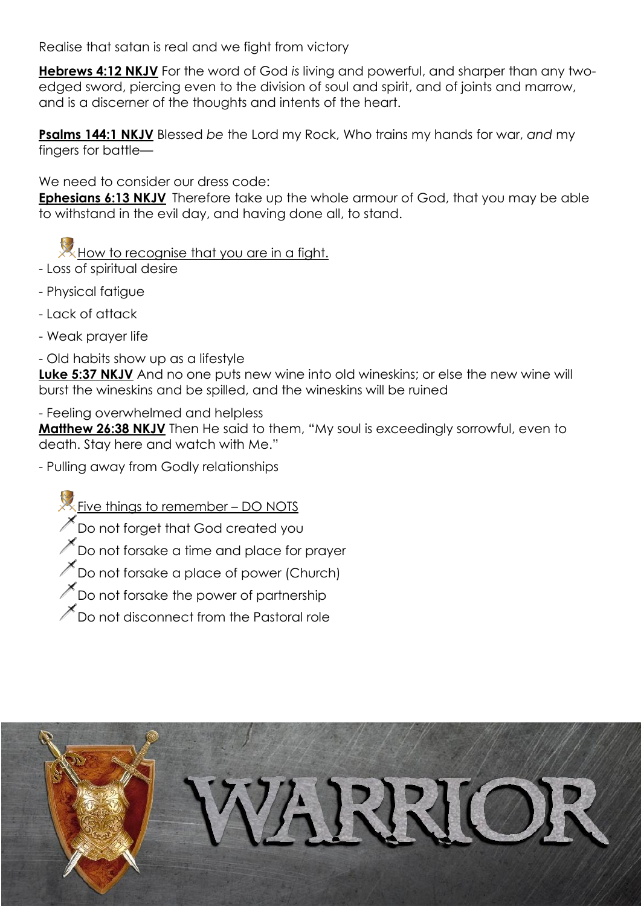Realise that satan is real and we fight from victory

**Hebrews 4:12 NKJV** For the word of God *is* living and powerful, and sharper than any two-edged sword, piercing even to the division of soul and spirit, and of joints and marrow, and is a discerner of the thoughts and intents of the heart.

**Psalms 144:1 NKJV** Blessed *be* the Lord my Rock, Who trains my hands for war, *and* my fingers for battle—

We need to consider our dress code:

**Ephesians 6:13 NKJV** Therefore take up the whole armour of God, that you may be able to withstand in the evil day, and having done all, to stand.

How to recognise that you are in a fight.

- Loss of spiritual desire
- Physical fatigue
- Lack of attack
- Weak prayer life
- Old habits show up as a lifestyle

**Luke 5:37 NKJV** And no one puts new wine into old wineskins; or else the new wine will burst the wineskins and be spilled, and the wineskins will be ruined

- Feeling overwhelmed and helpless

**Matthew 26:38 NKJV** Then He said to them, "My soul is exceedingly sorrowful, even to death. Stay here and watch with Me."

- Pulling away from Godly relationships

Five things to remember – DO NOTS

- Do not forget that God created you
- Do not forsake a time and place for prayer
- Do not forsake a place of power (Church)
- Do not forsake the power of partnership
- Do not disconnect from the Pastoral role

WARRIOR